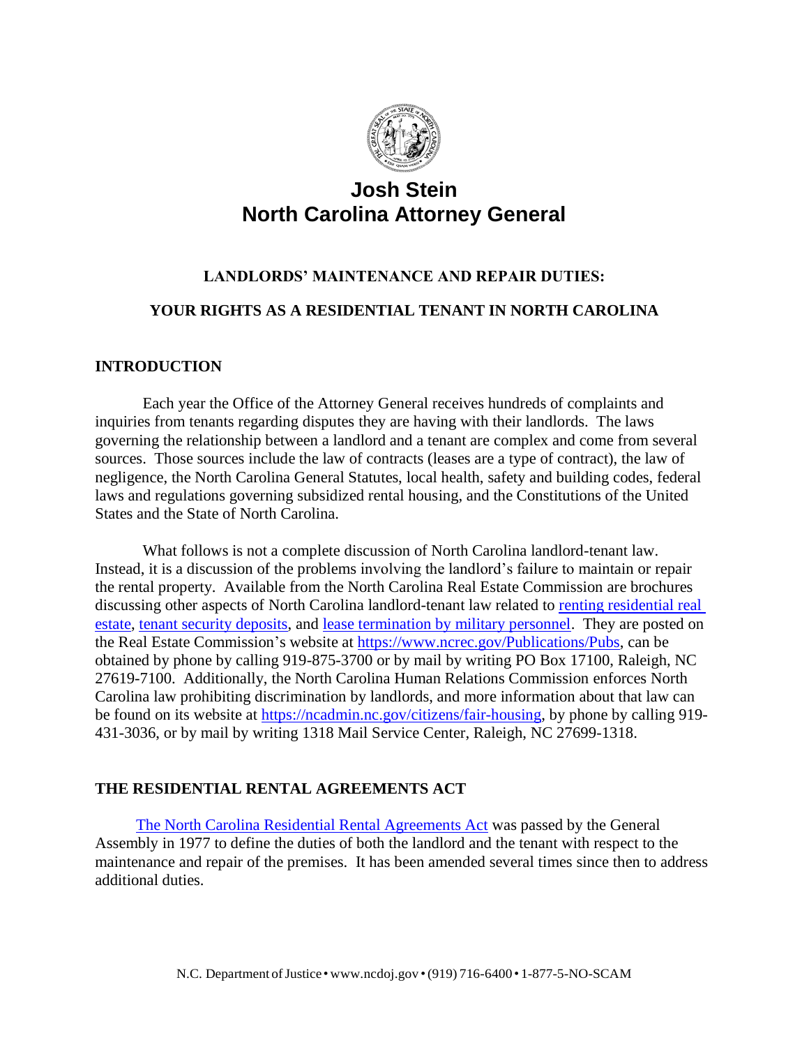# Josh Stein
# North Carolina Attorney General

## LANDLORDS' MAINTENANCE AND REPAIR DUTIES:

## YOUR RIGHTS AS A RESIDENTIAL TENANT IN NORTH CAROLINA

### INTRODUCTION

Each year the Office of the Attorney General receives hundreds of complaints and inquiries from tenants regarding disputes they are having with their landlords. The laws governing the relationship between a landlord and a tenant are complex and come from several sources. Those sources include the law of contracts (leases are a type of contract), the law of negligence, the North Carolina General Statutes, local health, safety and building codes, federal laws and regulations governing subsidized rental housing, and the Constitutions of the United States and the State of North Carolina.

What follows is not a complete discussion of North Carolina landlord-tenant law. Instead, it is a discussion of the problems involving the landlord's failure to maintain or repair the rental property. Available from the North Carolina Real Estate Commission are brochures discussing other aspects of North Carolina landlord-tenant law related to renting residential real estate, tenant security deposits, and lease termination by military personnel. They are posted on the Real Estate Commission's website at https://www.ncrec.gov/Publications/Pubs, can be obtained by phone by calling 919-875-3700 or by mail by writing PO Box 17100, Raleigh, NC 27619-7100. Additionally, the North Carolina Human Relations Commission enforces North Carolina law prohibiting discrimination by landlords, and more information about that law can be found on its website at https://ncadmin.nc.gov/citizens/fair-housing, by phone by calling 919-431-3036, or by mail by writing 1318 Mail Service Center, Raleigh, NC 27699-1318.

### THE RESIDENTIAL RENTAL AGREEMENTS ACT

The North Carolina Residential Rental Agreements Act was passed by the General Assembly in 1977 to define the duties of both the landlord and the tenant with respect to the maintenance and repair of the premises. It has been amended several times since then to address additional duties.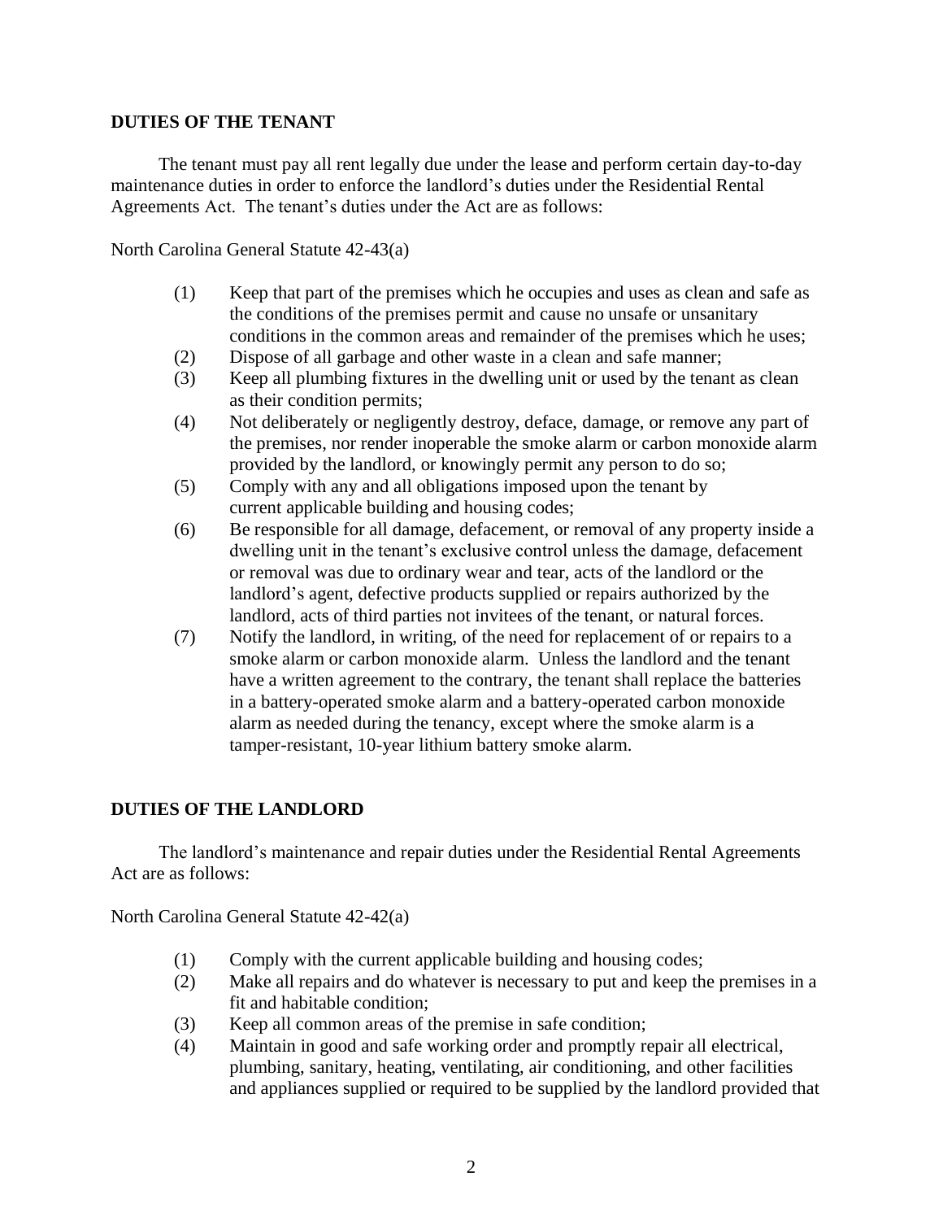## DUTIES OF THE TENANT

The tenant must pay all rent legally due under the lease and perform certain day-to-day maintenance duties in order to enforce the landlord's duties under the Residential Rental Agreements Act. The tenant's duties under the Act are as follows:

North Carolina General Statute 42-43(a)

(1) Keep that part of the premises which he occupies and uses as clean and safe as the conditions of the premises permit and cause no unsafe or unsanitary conditions in the common areas and remainder of the premises which he uses;

(2) Dispose of all garbage and other waste in a clean and safe manner;

(3) Keep all plumbing fixtures in the dwelling unit or used by the tenant as clean as their condition permits;

(4) Not deliberately or negligently destroy, deface, damage, or remove any part of the premises, nor render inoperable the smoke alarm or carbon monoxide alarm provided by the landlord, or knowingly permit any person to do so;

(5) Comply with any and all obligations imposed upon the tenant by current applicable building and housing codes;

(6) Be responsible for all damage, defacement, or removal of any property inside a dwelling unit in the tenant's exclusive control unless the damage, defacement or removal was due to ordinary wear and tear, acts of the landlord or the landlord's agent, defective products supplied or repairs authorized by the landlord, acts of third parties not invitees of the tenant, or natural forces.

(7) Notify the landlord, in writing, of the need for replacement of or repairs to a smoke alarm or carbon monoxide alarm. Unless the landlord and the tenant have a written agreement to the contrary, the tenant shall replace the batteries in a battery-operated smoke alarm and a battery-operated carbon monoxide alarm as needed during the tenancy, except where the smoke alarm is a tamper-resistant, 10-year lithium battery smoke alarm.

## DUTIES OF THE LANDLORD

The landlord's maintenance and repair duties under the Residential Rental Agreements Act are as follows:

North Carolina General Statute 42-42(a)

(1) Comply with the current applicable building and housing codes;

(2) Make all repairs and do whatever is necessary to put and keep the premises in a fit and habitable condition;

(3) Keep all common areas of the premise in safe condition;

(4) Maintain in good and safe working order and promptly repair all electrical, plumbing, sanitary, heating, ventilating, air conditioning, and other facilities and appliances supplied or required to be supplied by the landlord provided that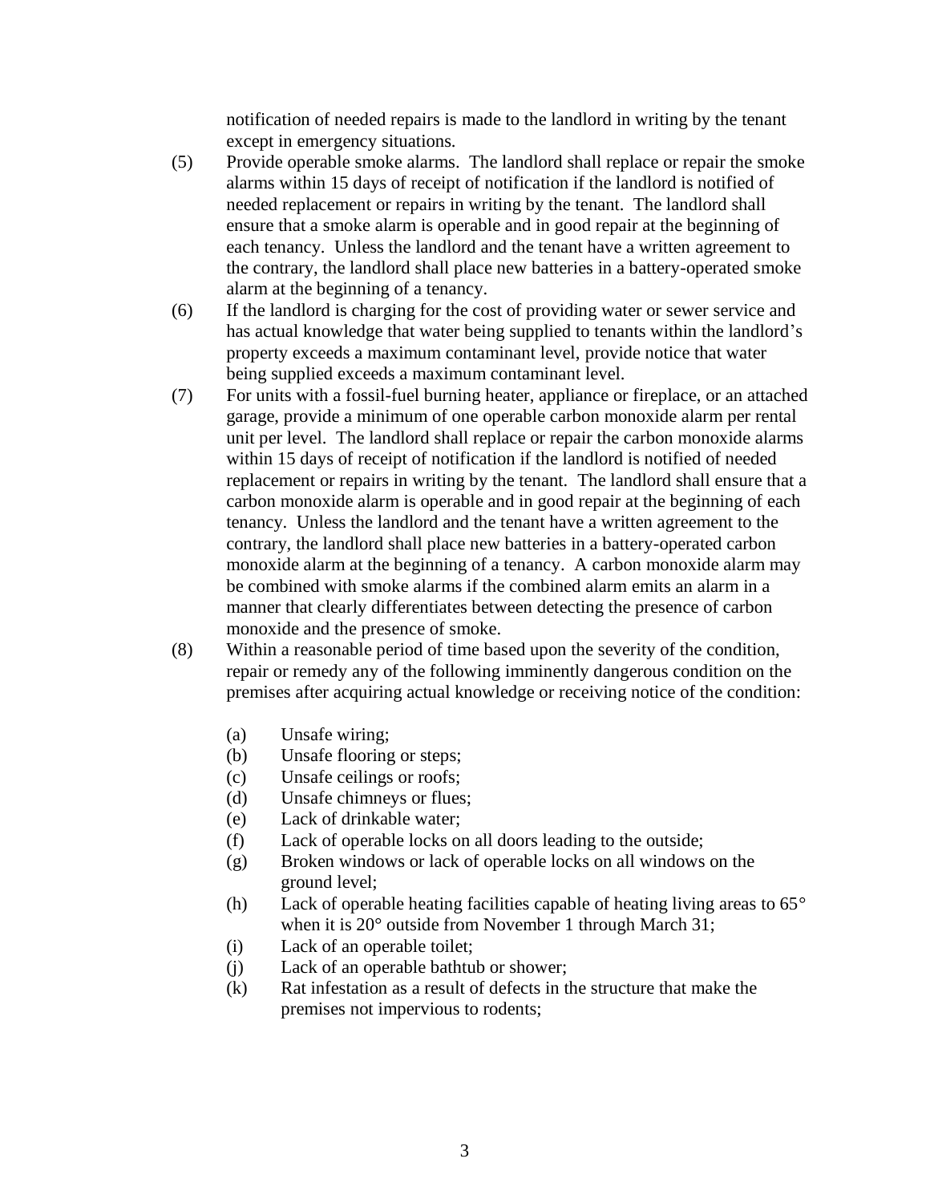notification of needed repairs is made to the landlord in writing by the tenant except in emergency situations.

(5) Provide operable smoke alarms. The landlord shall replace or repair the smoke alarms within 15 days of receipt of notification if the landlord is notified of needed replacement or repairs in writing by the tenant. The landlord shall ensure that a smoke alarm is operable and in good repair at the beginning of each tenancy. Unless the landlord and the tenant have a written agreement to the contrary, the landlord shall place new batteries in a battery-operated smoke alarm at the beginning of a tenancy.

(6) If the landlord is charging for the cost of providing water or sewer service and has actual knowledge that water being supplied to tenants within the landlord's property exceeds a maximum contaminant level, provide notice that water being supplied exceeds a maximum contaminant level.

(7) For units with a fossil-fuel burning heater, appliance or fireplace, or an attached garage, provide a minimum of one operable carbon monoxide alarm per rental unit per level. The landlord shall replace or repair the carbon monoxide alarms within 15 days of receipt of notification if the landlord is notified of needed replacement or repairs in writing by the tenant. The landlord shall ensure that a carbon monoxide alarm is operable and in good repair at the beginning of each tenancy. Unless the landlord and the tenant have a written agreement to the contrary, the landlord shall place new batteries in a battery-operated carbon monoxide alarm at the beginning of a tenancy. A carbon monoxide alarm may be combined with smoke alarms if the combined alarm emits an alarm in a manner that clearly differentiates between detecting the presence of carbon monoxide and the presence of smoke.

(8) Within a reasonable period of time based upon the severity of the condition, repair or remedy any of the following imminently dangerous condition on the premises after acquiring actual knowledge or receiving notice of the condition:

   (a) Unsafe wiring;
   (b) Unsafe flooring or steps;
   (c) Unsafe ceilings or roofs;
   (d) Unsafe chimneys or flues;
   (e) Lack of drinkable water;
   (f) Lack of operable locks on all doors leading to the outside;
   (g) Broken windows or lack of operable locks on all windows on the ground level;
   (h) Lack of operable heating facilities capable of heating living areas to 65° when it is 20° outside from November 1 through March 31;
   (i) Lack of an operable toilet;
   (j) Lack of an operable bathtub or shower;
   (k) Rat infestation as a result of defects in the structure that make the premises not impervious to rodents;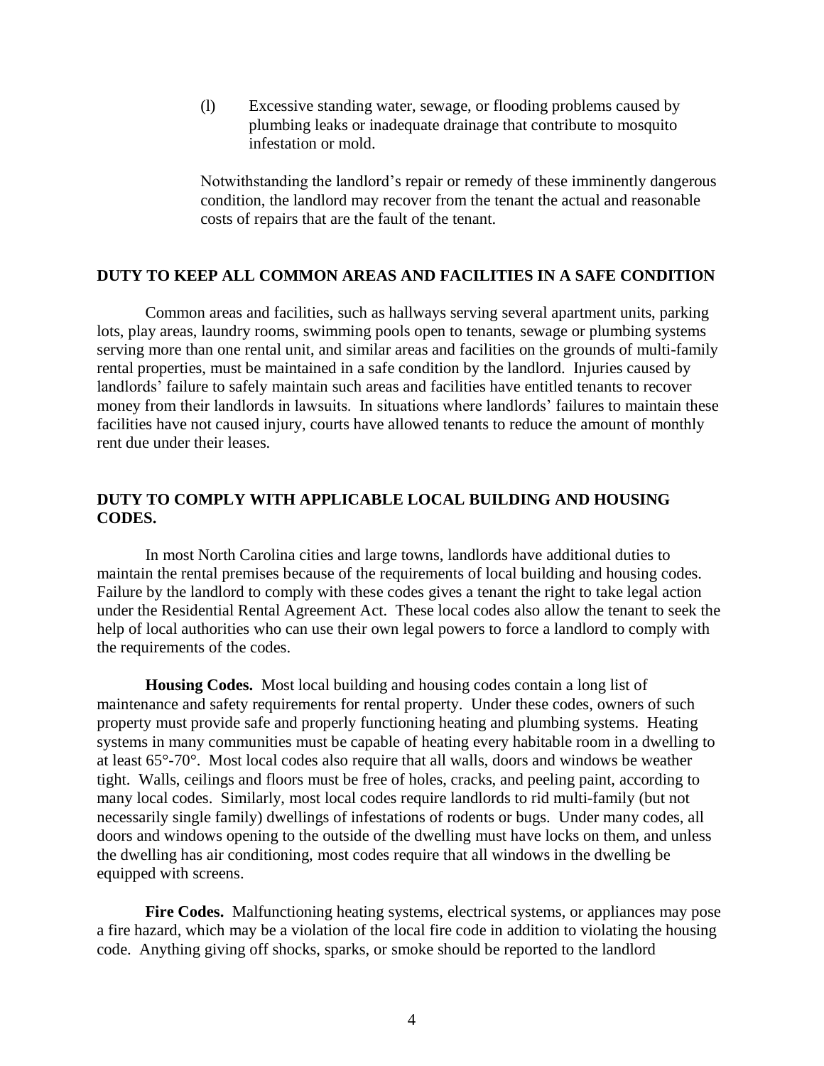(l) Excessive standing water, sewage, or flooding problems caused by plumbing leaks or inadequate drainage that contribute to mosquito infestation or mold.

Notwithstanding the landlord's repair or remedy of these imminently dangerous condition, the landlord may recover from the tenant the actual and reasonable costs of repairs that are the fault of the tenant.

## DUTY TO KEEP ALL COMMON AREAS AND FACILITIES IN A SAFE CONDITION

Common areas and facilities, such as hallways serving several apartment units, parking lots, play areas, laundry rooms, swimming pools open to tenants, sewage or plumbing systems serving more than one rental unit, and similar areas and facilities on the grounds of multi-family rental properties, must be maintained in a safe condition by the landlord. Injuries caused by landlords' failure to safely maintain such areas and facilities have entitled tenants to recover money from their landlords in lawsuits. In situations where landlords' failures to maintain these facilities have not caused injury, courts have allowed tenants to reduce the amount of monthly rent due under their leases.

## DUTY TO COMPLY WITH APPLICABLE LOCAL BUILDING AND HOUSING CODES.

In most North Carolina cities and large towns, landlords have additional duties to maintain the rental premises because of the requirements of local building and housing codes. Failure by the landlord to comply with these codes gives a tenant the right to take legal action under the Residential Rental Agreement Act. These local codes also allow the tenant to seek the help of local authorities who can use their own legal powers to force a landlord to comply with the requirements of the codes.

**Housing Codes.** Most local building and housing codes contain a long list of maintenance and safety requirements for rental property. Under these codes, owners of such property must provide safe and properly functioning heating and plumbing systems. Heating systems in many communities must be capable of heating every habitable room in a dwelling to at least 65°-70°. Most local codes also require that all walls, doors and windows be weather tight. Walls, ceilings and floors must be free of holes, cracks, and peeling paint, according to many local codes. Similarly, most local codes require landlords to rid multi-family (but not necessarily single family) dwellings of infestations of rodents or bugs. Under many codes, all doors and windows opening to the outside of the dwelling must have locks on them, and unless the dwelling has air conditioning, most codes require that all windows in the dwelling be equipped with screens.

**Fire Codes.** Malfunctioning heating systems, electrical systems, or appliances may pose a fire hazard, which may be a violation of the local fire code in addition to violating the housing code. Anything giving off shocks, sparks, or smoke should be reported to the landlord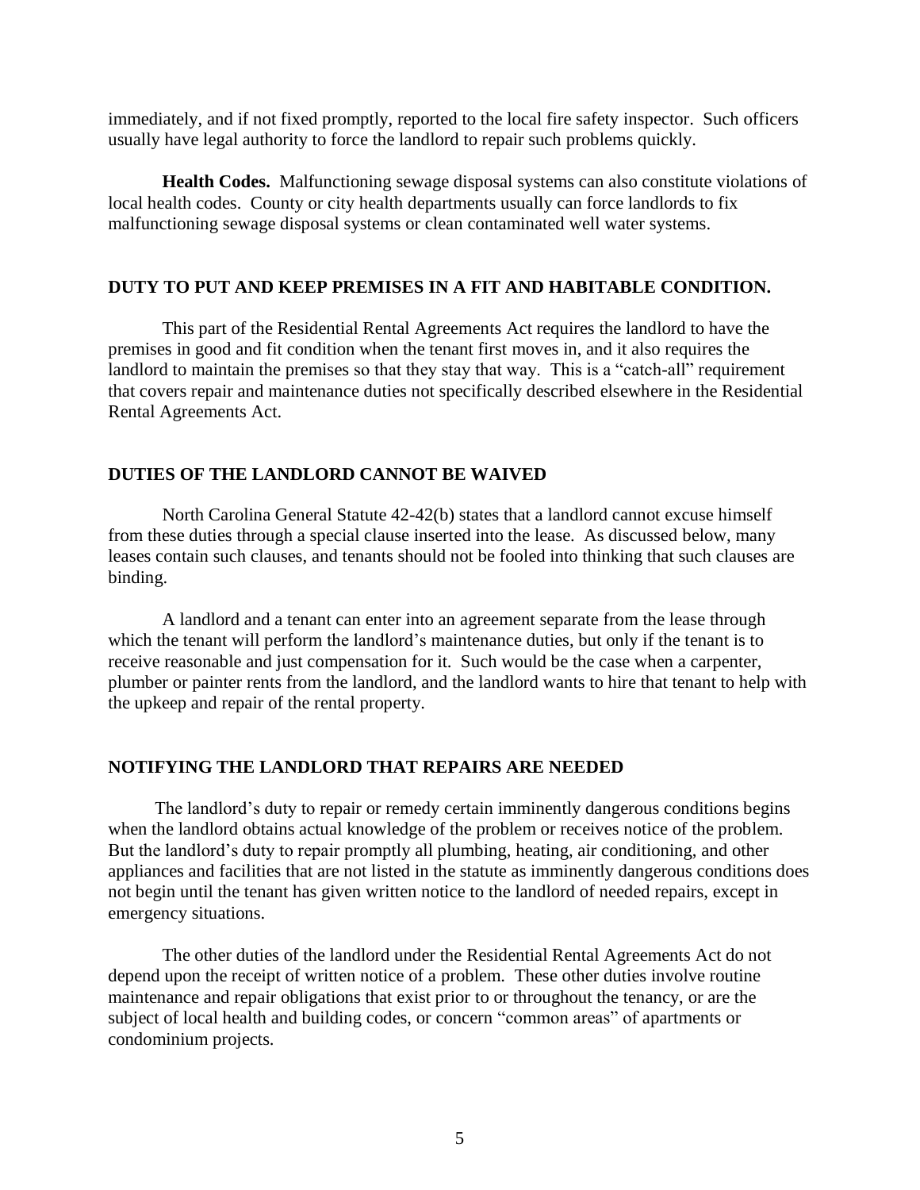immediately, and if not fixed promptly, reported to the local fire safety inspector. Such officers usually have legal authority to force the landlord to repair such problems quickly.

**Health Codes.** Malfunctioning sewage disposal systems can also constitute violations of local health codes. County or city health departments usually can force landlords to fix malfunctioning sewage disposal systems or clean contaminated well water systems.

## DUTY TO PUT AND KEEP PREMISES IN A FIT AND HABITABLE CONDITION.

This part of the Residential Rental Agreements Act requires the landlord to have the premises in good and fit condition when the tenant first moves in, and it also requires the landlord to maintain the premises so that they stay that way. This is a "catch-all" requirement that covers repair and maintenance duties not specifically described elsewhere in the Residential Rental Agreements Act.

## DUTIES OF THE LANDLORD CANNOT BE WAIVED

North Carolina General Statute 42-42(b) states that a landlord cannot excuse himself from these duties through a special clause inserted into the lease. As discussed below, many leases contain such clauses, and tenants should not be fooled into thinking that such clauses are binding.

A landlord and a tenant can enter into an agreement separate from the lease through which the tenant will perform the landlord's maintenance duties, but only if the tenant is to receive reasonable and just compensation for it. Such would be the case when a carpenter, plumber or painter rents from the landlord, and the landlord wants to hire that tenant to help with the upkeep and repair of the rental property.

## NOTIFYING THE LANDLORD THAT REPAIRS ARE NEEDED

The landlord's duty to repair or remedy certain imminently dangerous conditions begins when the landlord obtains actual knowledge of the problem or receives notice of the problem. But the landlord's duty to repair promptly all plumbing, heating, air conditioning, and other appliances and facilities that are not listed in the statute as imminently dangerous conditions does not begin until the tenant has given written notice to the landlord of needed repairs, except in emergency situations.

The other duties of the landlord under the Residential Rental Agreements Act do not depend upon the receipt of written notice of a problem. These other duties involve routine maintenance and repair obligations that exist prior to or throughout the tenancy, or are the subject of local health and building codes, or concern "common areas" of apartments or condominium projects.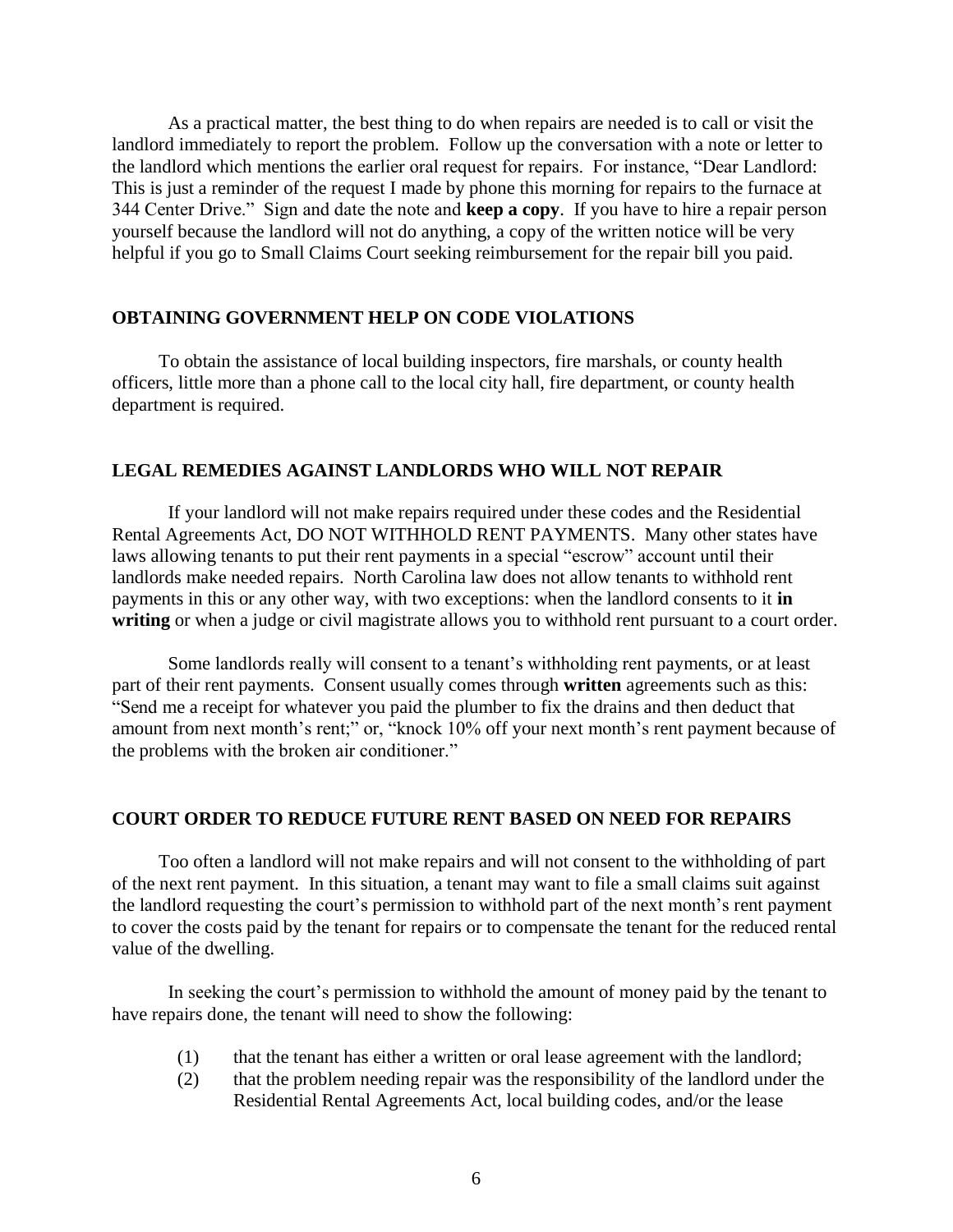As a practical matter, the best thing to do when repairs are needed is to call or visit the landlord immediately to report the problem. Follow up the conversation with a note or letter to the landlord which mentions the earlier oral request for repairs. For instance, "Dear Landlord: This is just a reminder of the request I made by phone this morning for repairs to the furnace at 344 Center Drive." Sign and date the note and **keep a copy**. If you have to hire a repair person yourself because the landlord will not do anything, a copy of the written notice will be very helpful if you go to Small Claims Court seeking reimbursement for the repair bill you paid.

## OBTAINING GOVERNMENT HELP ON CODE VIOLATIONS

To obtain the assistance of local building inspectors, fire marshals, or county health officers, little more than a phone call to the local city hall, fire department, or county health department is required.

## LEGAL REMEDIES AGAINST LANDLORDS WHO WILL NOT REPAIR

If your landlord will not make repairs required under these codes and the Residential Rental Agreements Act, DO NOT WITHHOLD RENT PAYMENTS. Many other states have laws allowing tenants to put their rent payments in a special "escrow" account until their landlords make needed repairs. North Carolina law does not allow tenants to withhold rent payments in this or any other way, with two exceptions: when the landlord consents to it **in writing** or when a judge or civil magistrate allows you to withhold rent pursuant to a court order.

Some landlords really will consent to a tenant's withholding rent payments, or at least part of their rent payments. Consent usually comes through **written** agreements such as this: "Send me a receipt for whatever you paid the plumber to fix the drains and then deduct that amount from next month's rent;" or, "knock 10% off your next month's rent payment because of the problems with the broken air conditioner."

## COURT ORDER TO REDUCE FUTURE RENT BASED ON NEED FOR REPAIRS

Too often a landlord will not make repairs and will not consent to the withholding of part of the next rent payment. In this situation, a tenant may want to file a small claims suit against the landlord requesting the court's permission to withhold part of the next month's rent payment to cover the costs paid by the tenant for repairs or to compensate the tenant for the reduced rental value of the dwelling.

In seeking the court's permission to withhold the amount of money paid by the tenant to have repairs done, the tenant will need to show the following:

(1) that the tenant has either a written or oral lease agreement with the landlord;

(2) that the problem needing repair was the responsibility of the landlord under the Residential Rental Agreements Act, local building codes, and/or the lease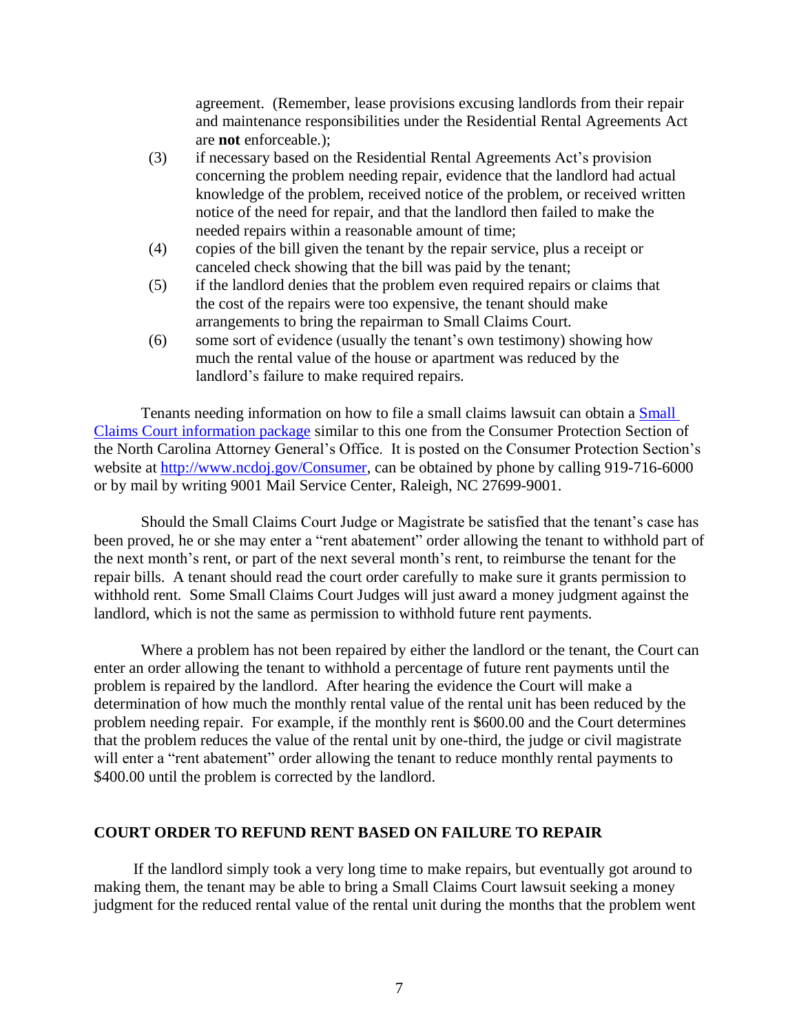agreement. (Remember, lease provisions excusing landlords from their repair and maintenance responsibilities under the Residential Rental Agreements Act are **not** enforceable.);

(3) if necessary based on the Residential Rental Agreements Act's provision concerning the problem needing repair, evidence that the landlord had actual knowledge of the problem, received notice of the problem, or received written notice of the need for repair, and that the landlord then failed to make the needed repairs within a reasonable amount of time;

(4) copies of the bill given the tenant by the repair service, plus a receipt or canceled check showing that the bill was paid by the tenant;

(5) if the landlord denies that the problem even required repairs or claims that the cost of the repairs were too expensive, the tenant should make arrangements to bring the repairman to Small Claims Court.

(6) some sort of evidence (usually the tenant's own testimony) showing how much the rental value of the house or apartment was reduced by the landlord's failure to make required repairs.

Tenants needing information on how to file a small claims lawsuit can obtain a [Small Claims Court information package](http://www.ncdoj.gov/Consumer) similar to this one from the Consumer Protection Section of the North Carolina Attorney General's Office. It is posted on the Consumer Protection Section's website at http://www.ncdoj.gov/Consumer, can be obtained by phone by calling 919-716-6000 or by mail by writing 9001 Mail Service Center, Raleigh, NC 27699-9001.

Should the Small Claims Court Judge or Magistrate be satisfied that the tenant's case has been proved, he or she may enter a "rent abatement" order allowing the tenant to withhold part of the next month's rent, or part of the next several month's rent, to reimburse the tenant for the repair bills. A tenant should read the court order carefully to make sure it grants permission to withhold rent. Some Small Claims Court Judges will just award a money judgment against the landlord, which is not the same as permission to withhold future rent payments.

Where a problem has not been repaired by either the landlord or the tenant, the Court can enter an order allowing the tenant to withhold a percentage of future rent payments until the problem is repaired by the landlord. After hearing the evidence the Court will make a determination of how much the monthly rental value of the rental unit has been reduced by the problem needing repair. For example, if the monthly rent is $600.00 and the Court determines that the problem reduces the value of the rental unit by one-third, the judge or civil magistrate will enter a "rent abatement" order allowing the tenant to reduce monthly rental payments to $400.00 until the problem is corrected by the landlord.

## COURT ORDER TO REFUND RENT BASED ON FAILURE TO REPAIR

If the landlord simply took a very long time to make repairs, but eventually got around to making them, the tenant may be able to bring a Small Claims Court lawsuit seeking a money judgment for the reduced rental value of the rental unit during the months that the problem went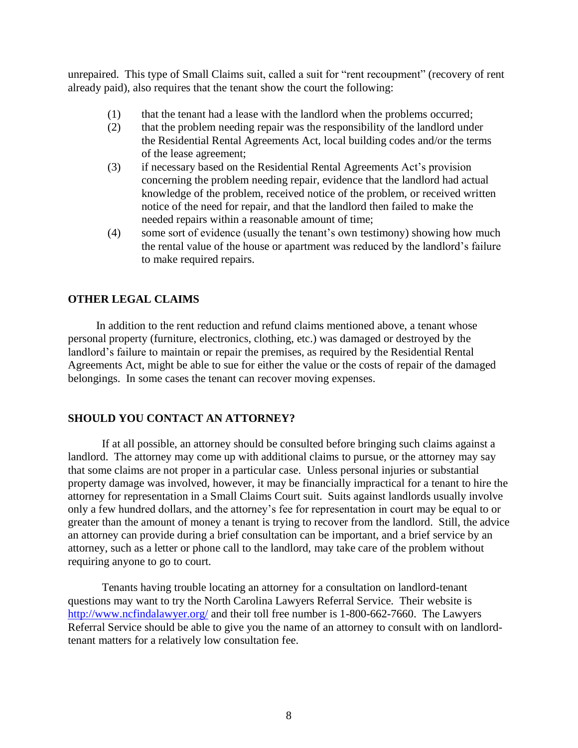unrepaired. This type of Small Claims suit, called a suit for "rent recoupment" (recovery of rent already paid), also requires that the tenant show the court the following:

(1) that the tenant had a lease with the landlord when the problems occurred;
(2) that the problem needing repair was the responsibility of the landlord under the Residential Rental Agreements Act, local building codes and/or the terms of the lease agreement;
(3) if necessary based on the Residential Rental Agreements Act's provision concerning the problem needing repair, evidence that the landlord had actual knowledge of the problem, received notice of the problem, or received written notice of the need for repair, and that the landlord then failed to make the needed repairs within a reasonable amount of time;
(4) some sort of evidence (usually the tenant's own testimony) showing how much the rental value of the house or apartment was reduced by the landlord's failure to make required repairs.

## OTHER LEGAL CLAIMS

In addition to the rent reduction and refund claims mentioned above, a tenant whose personal property (furniture, electronics, clothing, etc.) was damaged or destroyed by the landlord's failure to maintain or repair the premises, as required by the Residential Rental Agreements Act, might be able to sue for either the value or the costs of repair of the damaged belongings. In some cases the tenant can recover moving expenses.

## SHOULD YOU CONTACT AN ATTORNEY?

If at all possible, an attorney should be consulted before bringing such claims against a landlord. The attorney may come up with additional claims to pursue, or the attorney may say that some claims are not proper in a particular case. Unless personal injuries or substantial property damage was involved, however, it may be financially impractical for a tenant to hire the attorney for representation in a Small Claims Court suit. Suits against landlords usually involve only a few hundred dollars, and the attorney's fee for representation in court may be equal to or greater than the amount of money a tenant is trying to recover from the landlord. Still, the advice an attorney can provide during a brief consultation can be important, and a brief service by an attorney, such as a letter or phone call to the landlord, may take care of the problem without requiring anyone to go to court.

Tenants having trouble locating an attorney for a consultation on landlord-tenant questions may want to try the North Carolina Lawyers Referral Service. Their website is [http://www.ncfindalawyer.org/](http://www.ncfindalawyer.org/) and their toll free number is 1-800-662-7660. The Lawyers Referral Service should be able to give you the name of an attorney to consult with on landlord-tenant matters for a relatively low consultation fee.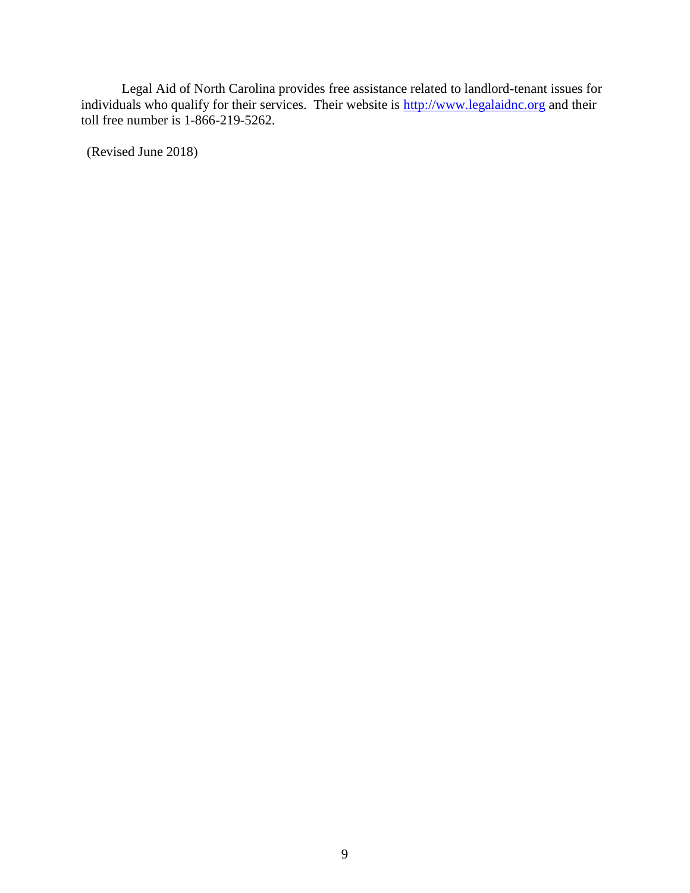Legal Aid of North Carolina provides free assistance related to landlord-tenant issues for individuals who qualify for their services. Their website is http://www.legalaidnc.org and their toll free number is 1-866-219-5262.

(Revised June 2018)